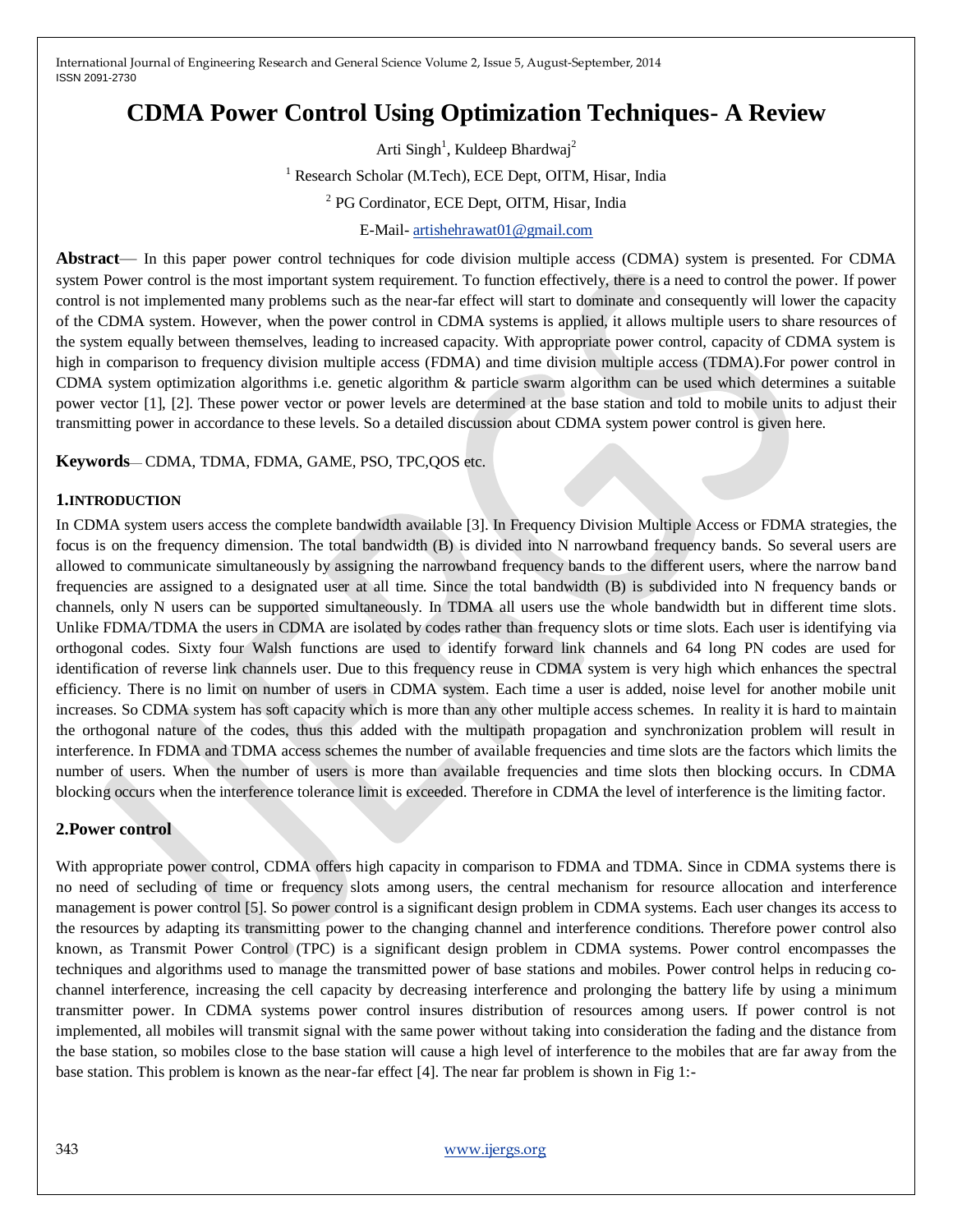# CDMA Power Control Using Optimization Techniques- A Review

Arti Singh[1], Kuldeep Bhardwaj[2]

[1] Research Scholar (M.Tech), ECE Dept, OITM, Hisar, India

[2] PG Cordinator, ECE Dept, OITM, Hisar, India

E-Mail- artishehrawat01@gmail.com

**Abstract**— In this paper power control techniques for code division multiple access (CDMA) system is presented. For CDMA system Power control is the most important system requirement. To function effectively, there is a need to control the power. If power control is not implemented many problems such as the near-far effect will start to dominate and consequently will lower the capacity of the CDMA system. However, when the power control in CDMA systems is applied, it allows multiple users to share resources of the system equally between themselves, leading to increased capacity. With appropriate power control, capacity of CDMA system is high in comparison to frequency division multiple access (FDMA) and time division multiple access (TDMA).For power control in CDMA system optimization algorithms i.e. genetic algorithm & particle swarm algorithm can be used which determines a suitable power vector [1], [2]. These power vector or power levels are determined at the base station and told to mobile units to adjust their transmitting power in accordance to these levels. So a detailed discussion about CDMA system power control is given here.

**Keywords**— CDMA, TDMA, FDMA, GAME, PSO, TPC,QOS etc.

## 1.INTRODUCTION

In CDMA system users access the complete bandwidth available [3]. In Frequency Division Multiple Access or FDMA strategies, the focus is on the frequency dimension. The total bandwidth (B) is divided into N narrowband frequency bands. So several users are allowed to communicate simultaneously by assigning the narrowband frequency bands to the different users, where the narrow band frequencies are assigned to a designated user at all time. Since the total bandwidth (B) is subdivided into N frequency bands or channels, only N users can be supported simultaneously. In TDMA all users use the whole bandwidth but in different time slots. Unlike FDMA/TDMA the users in CDMA are isolated by codes rather than frequency slots or time slots. Each user is identifying via orthogonal codes. Sixty four Walsh functions are used to identify forward link channels and 64 long PN codes are used for identification of reverse link channels user. Due to this frequency reuse in CDMA system is very high which enhances the spectral efficiency. There is no limit on number of users in CDMA system. Each time a user is added, noise level for another mobile unit increases. So CDMA system has soft capacity which is more than any other multiple access schemes. In reality it is hard to maintain the orthogonal nature of the codes, thus this added with the multipath propagation and synchronization problem will result in interference. In FDMA and TDMA access schemes the number of available frequencies and time slots are the factors which limits the number of users. When the number of users is more than available frequencies and time slots then blocking occurs. In CDMA blocking occurs when the interference tolerance limit is exceeded. Therefore in CDMA the level of interference is the limiting factor.

## 2.Power control

With appropriate power control, CDMA offers high capacity in comparison to FDMA and TDMA. Since in CDMA systems there is no need of secluding of time or frequency slots among users, the central mechanism for resource allocation and interference management is power control [5]. So power control is a significant design problem in CDMA systems. Each user changes its access to the resources by adapting its transmitting power to the changing channel and interference conditions. Therefore power control also known, as Transmit Power Control (TPC) is a significant design problem in CDMA systems. Power control encompasses the techniques and algorithms used to manage the transmitted power of base stations and mobiles. Power control helps in reducing co-channel interference, increasing the cell capacity by decreasing interference and prolonging the battery life by using a minimum transmitter power. In CDMA systems power control insures distribution of resources among users. If power control is not implemented, all mobiles will transmit signal with the same power without taking into consideration the fading and the distance from the base station, so mobiles close to the base station will cause a high level of interference to the mobiles that are far away from the base station. This problem is known as the near-far effect [4]. The near far problem is shown in Fig 1:-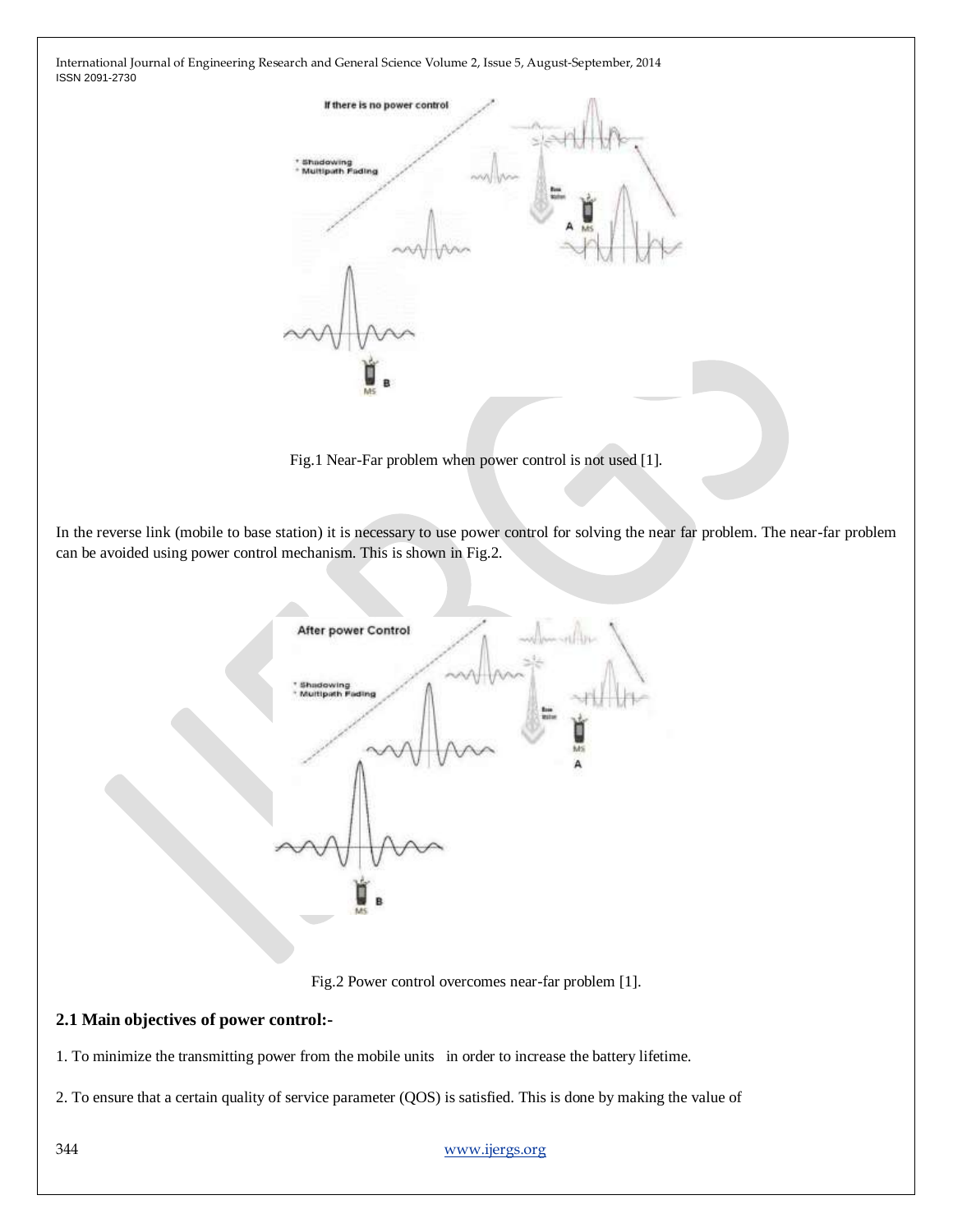Fig.1 Near-Far problem when power control is not used [1].

In the reverse link (mobile to base station) it is necessary to use power control for solving the near far problem. The near-far problem can be avoided using power control mechanism. This is shown in Fig.2.

Fig.2 Power control overcomes near-far problem [1].

### 2.1 Main objectives of power control:-

1. To minimize the transmitting power from the mobile units in order to increase the battery lifetime.

2. To ensure that a certain quality of service parameter (QOS) is satisfied. This is done by making the value of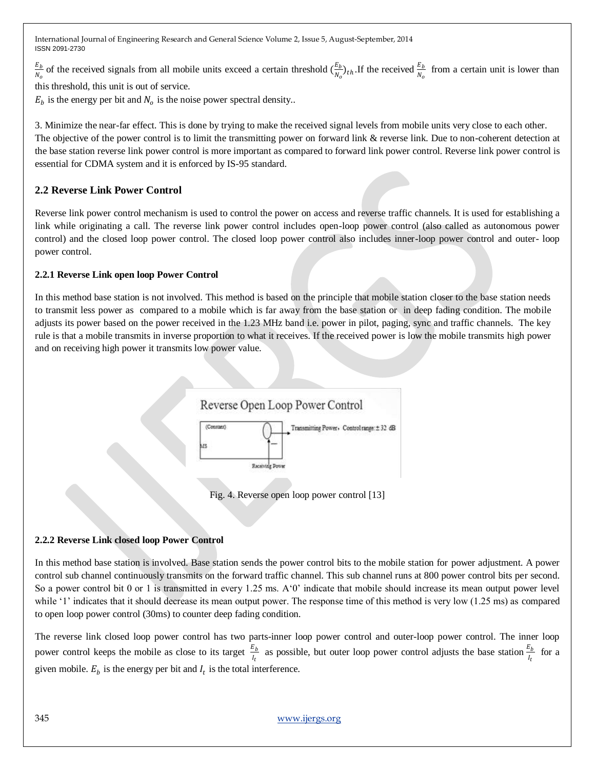$\frac{E_b}{N_o}$ of the received signals from all mobile units exceed a certain threshold $(\frac{E_b}{N_o})_{th}$.If the received $\frac{E_b}{N_o}$ from a certain unit is lower than this threshold, this unit is out of service.

$E_b$ is the energy per bit and $N_o$ is the noise power spectral density..

3. Minimize the near-far effect. This is done by trying to make the received signal levels from mobile units very close to each other. The objective of the power control is to limit the transmitting power on forward link & reverse link. Due to non-coherent detection at the base station reverse link power control is more important as compared to forward link power control. Reverse link power control is essential for CDMA system and it is enforced by IS-95 standard.

## 2.2 Reverse Link Power Control

Reverse link power control mechanism is used to control the power on access and reverse traffic channels. It is used for establishing a link while originating a call. The reverse link power control includes open-loop power control (also called as autonomous power control) and the closed loop power control. The closed loop power control also includes inner-loop power control and outer- loop power control.

### 2.2.1 Reverse Link open loop Power Control

In this method base station is not involved. This method is based on the principle that mobile station closer to the base station needs to transmit less power as compared to a mobile which is far away from the base station or in deep fading condition. The mobile adjusts its power based on the power received in the 1.23 MHz band i.e. power in pilot, paging, sync and traffic channels. The key rule is that a mobile transmits in inverse proportion to what it receives. If the received power is low the mobile transmits high power and on receiving high power it transmits low power value.

Fig. 4. Reverse open loop power control [13]

### 2.2.2 Reverse Link closed loop Power Control

In this method base station is involved. Base station sends the power control bits to the mobile station for power adjustment. A power control sub channel continuously transmits on the forward traffic channel. This sub channel runs at 800 power control bits per second. So a power control bit 0 or 1 is transmitted in every 1.25 ms. A'0' indicate that mobile should increase its mean output power level while '1' indicates that it should decrease its mean output power. The response time of this method is very low (1.25 ms) as compared to open loop power control (30ms) to counter deep fading condition.

The reverse link closed loop power control has two parts-inner loop power control and outer-loop power control. The inner loop power control keeps the mobile as close to its target $\frac{E_b}{I_t}$ as possible, but outer loop power control adjusts the base station $\frac{E_b}{I_t}$ for a given mobile. $E_b$ is the energy per bit and $I_t$ is the total interference.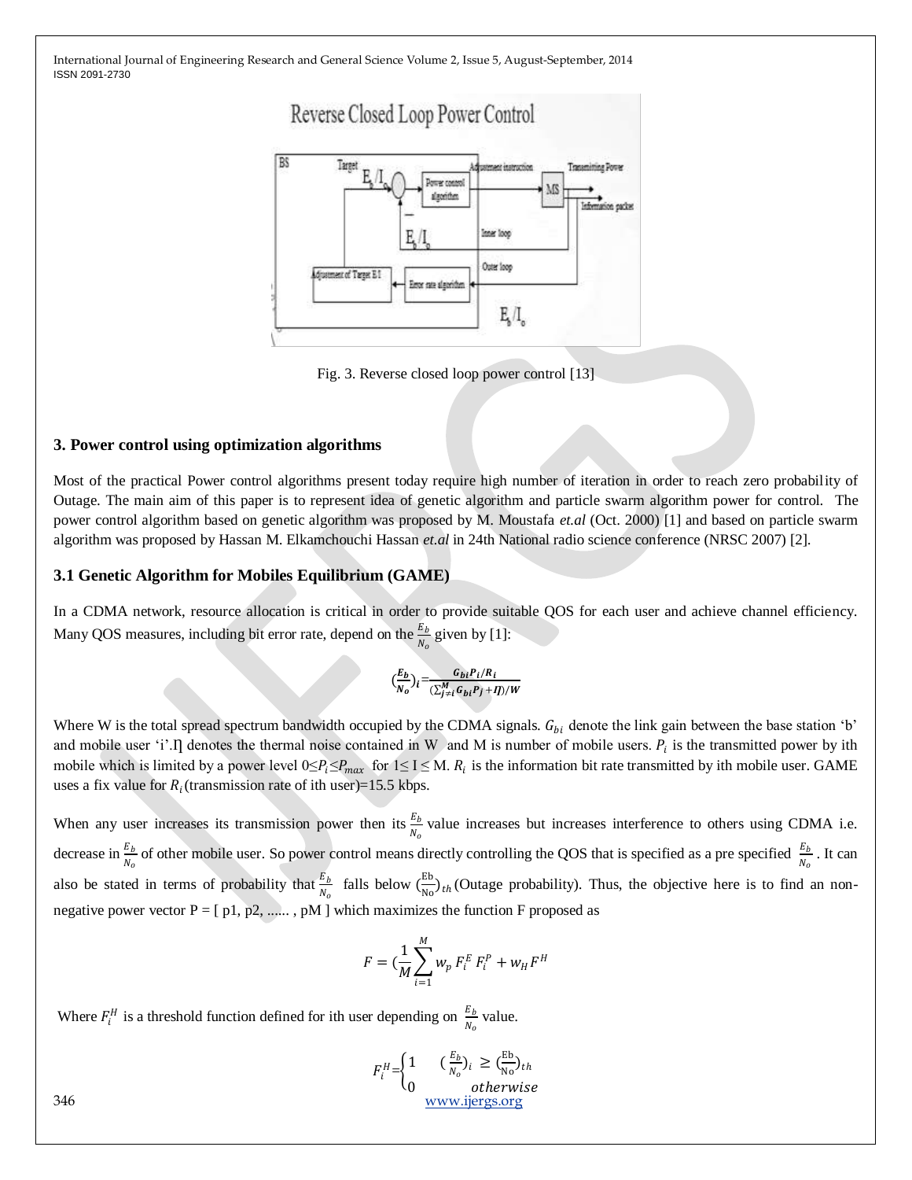Fig. 3. Reverse closed loop power control [13]

### 3. Power control using optimization algorithms

Most of the practical Power control algorithms present today require high number of iteration in order to reach zero probability of Outage. The main aim of this paper is to represent idea of genetic algorithm and particle swarm algorithm power for control. The power control algorithm based on genetic algorithm was proposed by M. Moustafa *et.al* (Oct. 2000) [1] and based on particle swarm algorithm was proposed by Hassan M. Elkamchouchi Hassan *et.al* in 24th National radio science conference (NRSC 2007) [2].

### 3.1 Genetic Algorithm for Mobiles Equilibrium (GAME)

In a CDMA network, resource allocation is critical in order to provide suitable QOS for each user and achieve channel efficiency. Many QOS measures, including bit error rate, depend on the $\frac{E_b}{N_o}$ given by [1]:

$$(\frac{E_b}{N_o})_i = \frac{G_{bi}P_i/R_i}{(\sum_{j\neq i}^{M} G_{bi}P_j + \eta)/W}$$

Where W is the total spread spectrum bandwidth occupied by the CDMA signals. $G_{bi}$ denote the link gain between the base station 'b' and mobile user 'i'.$\eta$ denotes the thermal noise contained in W and M is number of mobile users. $P_i$ is the transmitted power by ith mobile which is limited by a power level $0 \leq P_i \leq P_{max}$ for $1 \leq I \leq M$. $R_i$ is the information bit rate transmitted by ith mobile user. GAME uses a fix value for $R_i$ (transmission rate of ith user)=15.5 kbps.

When any user increases its transmission power then its $\frac{E_b}{N_o}$ value increases but increases interference to others using CDMA i.e. decrease in $\frac{E_b}{N_o}$ of other mobile user. So power control means directly controlling the QOS that is specified as a pre specified $\frac{E_b}{N_o}$. It can also be stated in terms of probability that $\frac{E_b}{N_o}$ falls below $(\frac{Eb}{No})_{th}$ (Outage probability). Thus, the objective here is to find an non-negative power vector P = [ p1, p2, ...... , pM ] which maximizes the function F proposed as

$$F = (\frac{1}{M}\sum_{i=1}^{M} w_p\, F_i^E\, F_i^P + w_H F^H$$

Where $F_i^H$ is a threshold function defined for ith user depending on $\frac{E_b}{N_o}$ value.

$$F_i^H = \begin{cases} 1 & (\frac{E_b}{N_o})_i \geq (\frac{Eb}{No})_{th} \\ 0 & otherwise \end{cases}$$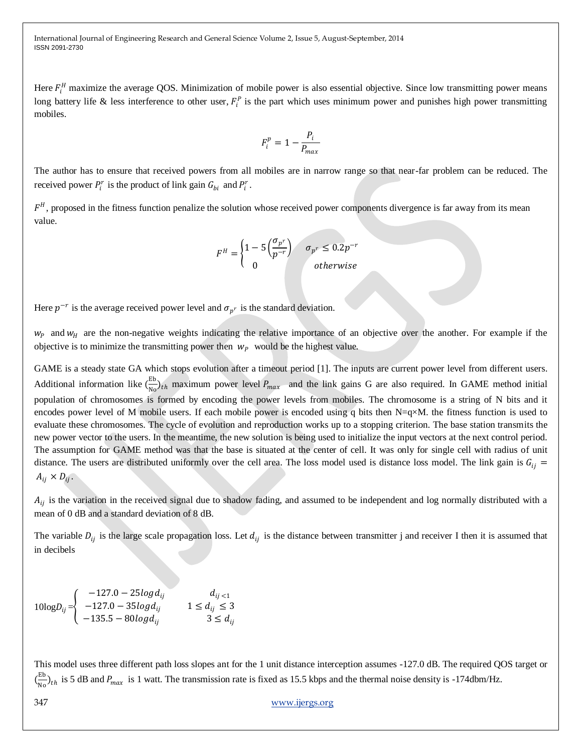Here $F_i^H$ maximize the average QOS. Minimization of mobile power is also essential objective. Since low transmitting power means long battery life & less interference to other user, $F_i^P$ is the part which uses minimum power and punishes high power transmitting mobiles.

$$F_i^p = 1 - \frac{P_i}{P_{max}}$$

The author has to ensure that received powers from all mobiles are in narrow range so that near-far problem can be reduced. The received power $P_i^r$ is the product of link gain $G_{bi}$ and $P_i^r$.

$F^H$, proposed in the fitness function penalize the solution whose received power components divergence is far away from its mean value.

$$F^H = \begin{cases} 1 - 5\left(\frac{\sigma_{p^r}}{p^{-r}}\right) & \sigma_{p^r} \leq 0.2p^{-r} \\ 0 & otherwise \end{cases}$$

Here $p^{-r}$ is the average received power level and $\sigma_{p^r}$ is the standard deviation.

$w_P$ and $w_H$ are the non-negative weights indicating the relative importance of an objective over the another. For example if the objective is to minimize the transmitting power then $w_P$ would be the highest value.

GAME is a steady state GA which stops evolution after a timeout period [1]. The inputs are current power level from different users. Additional information like $(\frac{\text{Eb}}{\text{No}})_{th}$ maximum power level $P_{max}$ and the link gains G are also required. In GAME method initial population of chromosomes is formed by encoding the power levels from mobiles. The chromosome is a string of N bits and it encodes power level of M mobile users. If each mobile power is encoded using q bits then N=q×M. the fitness function is used to evaluate these chromosomes. The cycle of evolution and reproduction works up to a stopping criterion. The base station transmits the new power vector to the users. In the meantime, the new solution is being used to initialize the input vectors at the next control period. The assumption for GAME method was that the base is situated at the center of cell. It was only for single cell with radius of unit distance. The users are distributed uniformly over the cell area. The loss model used is distance loss model. The link gain is $G_{ij} = A_{ij} \times D_{ij}$.

$A_{ij}$ is the variation in the received signal due to shadow fading, and assumed to be independent and log normally distributed with a mean of 0 dB and a standard deviation of 8 dB.

The variable $D_{ij}$ is the large scale propagation loss. Let $d_{ij}$ is the distance between transmitter j and receiver I then it is assumed that in decibels

$$10\log D_{ij} = \begin{cases} -127.0 - 25\log d_{ij} & d_{ij} < 1 \\ -127.0 - 35\log d_{ij} & 1 \leq d_{ij} \leq 3 \\ -135.5 - 80\log d_{ij} & 3 \leq d_{ij} \end{cases}$$

This model uses three different path loss slopes ant for the 1 unit distance interception assumes -127.0 dB. The required QOS target or $(\frac{\text{Eb}}{\text{No}})_{th}$ is 5 dB and $P_{max}$ is 1 watt. The transmission rate is fixed as 15.5 kbps and the thermal noise density is -174dbm/Hz.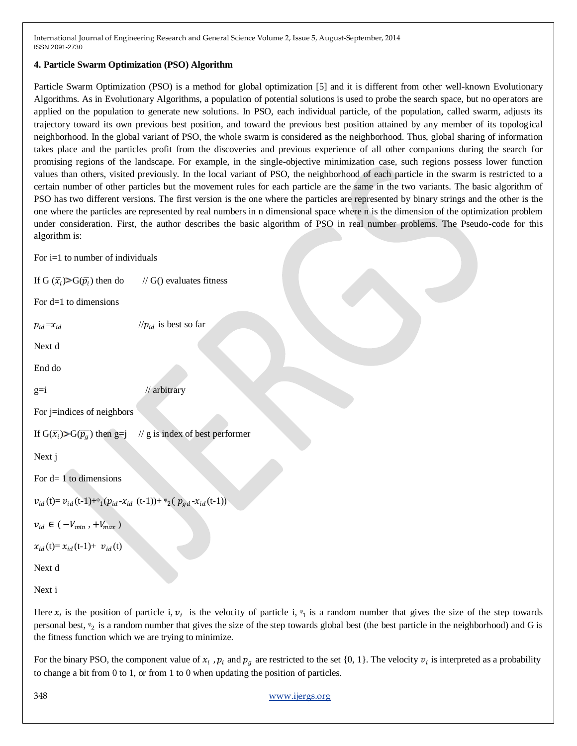## 4. Particle Swarm Optimization (PSO) Algorithm

Particle Swarm Optimization (PSO) is a method for global optimization [5] and it is different from other well-known Evolutionary Algorithms. As in Evolutionary Algorithms, a population of potential solutions is used to probe the search space, but no operators are applied on the population to generate new solutions. In PSO, each individual particle, of the population, called swarm, adjusts its trajectory toward its own previous best position, and toward the previous best position attained by any member of its topological neighborhood. In the global variant of PSO, the whole swarm is considered as the neighborhood. Thus, global sharing of information takes place and the particles profit from the discoveries and previous experience of all other companions during the search for promising regions of the landscape. For example, in the single-objective minimization case, such regions possess lower function values than others, visited previously. In the local variant of PSO, the neighborhood of each particle in the swarm is restricted to a certain number of other particles but the movement rules for each particle are the same in the two variants. The basic algorithm of PSO has two different versions. The first version is the one where the particles are represented by binary strings and the other is the one where the particles are represented by real numbers in n dimensional space where n is the dimension of the optimization problem under consideration. First, the author describes the basic algorithm of PSO in real number problems. The Pseudo-code for this algorithm is:

For i=1 to number of individuals

If G $(\overline{x_i}) \geqslant G(\overline{p_i})$ then do // G() evaluates fitness

For d=1 to dimensions

$p_{id}=x_{id}$ //$p_{id}$ is best so far

Next d

End do

g=i // arbitrary

For j=indices of neighbors

If $G(\overline{x_i}) \geqslant G(\overline{p_g})$ then g=j // g is index of best performer

Next j

For d= 1 to dimensions

$v_{id}(t)= v_{id}(t-1)+\varphi_1(p_{id}-x_{id}(t-1))+ \varphi_2(p_{gd}-x_{id}(t-1))$

$v_{id} \in (-V_{min}, +V_{max})$

$x_{id}(t)= x_{id}(t-1)+ v_{id}(t)$

Next d

Next i

Here $x_i$ is the position of particle i, $v_i$ is the velocity of particle i, $\varphi_1$ is a random number that gives the size of the step towards personal best, $\varphi_2$ is a random number that gives the size of the step towards global best (the best particle in the neighborhood) and G is the fitness function which we are trying to minimize.

For the binary PSO, the component value of $x_i$, $p_i$ and $p_g$ are restricted to the set {0, 1}. The velocity $v_i$ is interpreted as a probability to change a bit from 0 to 1, or from 1 to 0 when updating the position of particles.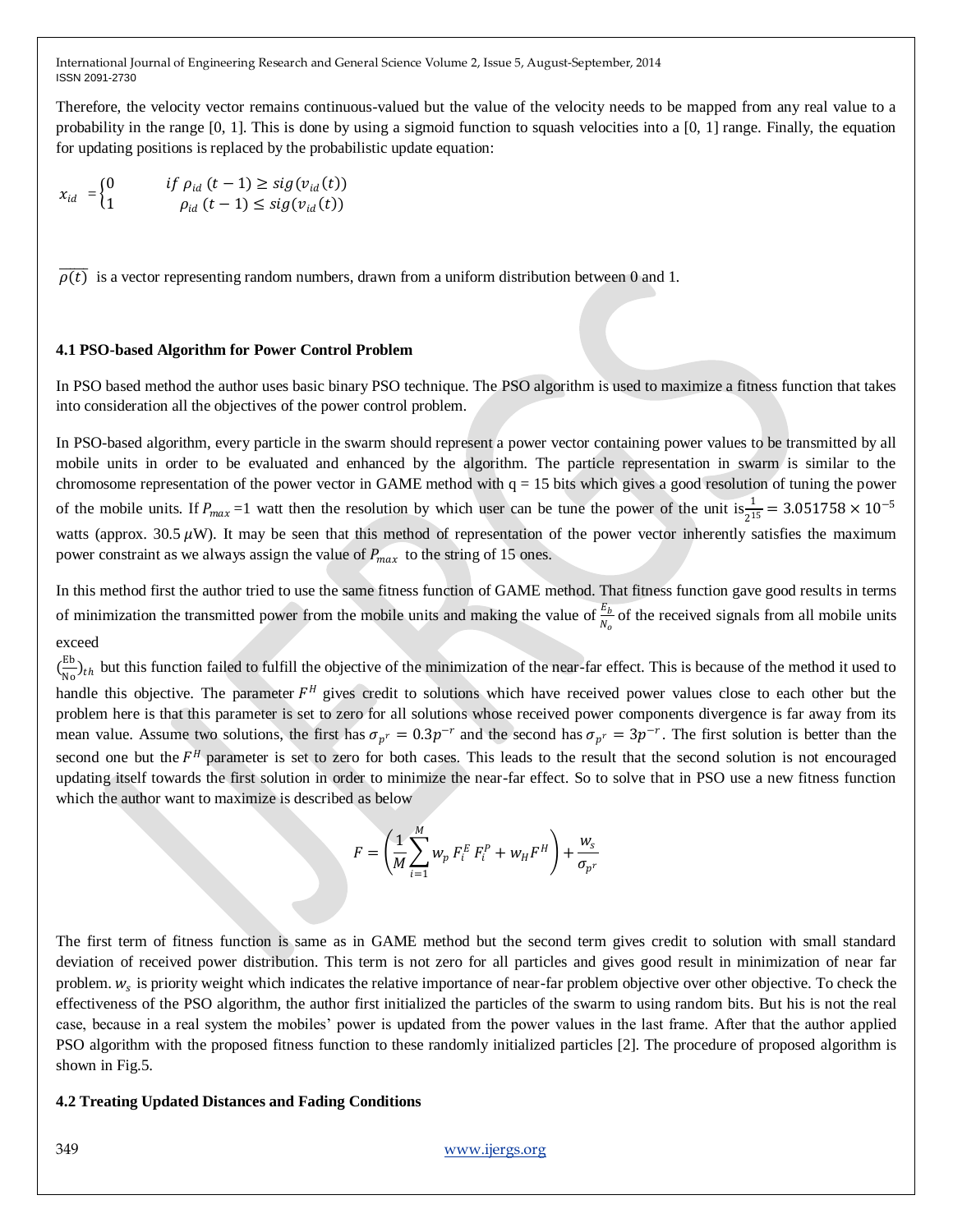Therefore, the velocity vector remains continuous-valued but the value of the velocity needs to be mapped from any real value to a probability in the range [0, 1]. This is done by using a sigmoid function to squash velocities into a [0, 1] range. Finally, the equation for updating positions is replaced by the probabilistic update equation:

$$x_{id} = \begin{cases} 0 & if\ \rho_{id}\ (t-1) \geq sig(v_{id}(t)) \\ 1 & \rho_{id}\ (t-1) \leq sig(v_{id}(t)) \end{cases}$$

$\overline{\rho(t)}$ is a vector representing random numbers, drawn from a uniform distribution between 0 and 1.

### 4.1 PSO-based Algorithm for Power Control Problem

In PSO based method the author uses basic binary PSO technique. The PSO algorithm is used to maximize a fitness function that takes into consideration all the objectives of the power control problem.

In PSO-based algorithm, every particle in the swarm should represent a power vector containing power values to be transmitted by all mobile units in order to be evaluated and enhanced by the algorithm. The particle representation in swarm is similar to the chromosome representation of the power vector in GAME method with q = 15 bits which gives a good resolution of tuning the power of the mobile units. If $P_{max}$ =1 watt then the resolution by which user can be tune the power of the unit is $\frac{1}{2^{15}} = 3.051758 \times 10^{-5}$ watts (approx. 30.5 $\mu$W). It may be seen that this method of representation of the power vector inherently satisfies the maximum power constraint as we always assign the value of $P_{max}$ to the string of 15 ones.

In this method first the author tried to use the same fitness function of GAME method. That fitness function gave good results in terms of minimization the transmitted power from the mobile units and making the value of $\frac{E_b}{N_o}$ of the received signals from all mobile units exceed $(\frac{\mathrm{Eb}}{\mathrm{No}})_{th}$ but this function failed to fulfill the objective of the minimization of the near-far effect. This is because of the method it used to handle this objective. The parameter $F^H$ gives credit to solutions which have received power values close to each other but the problem here is that this parameter is set to zero for all solutions whose received power components divergence is far away from its mean value. Assume two solutions, the first has $\sigma_{p^r} = 0.3p^{-r}$ and the second has $\sigma_{p^r} = 3p^{-r}$. The first solution is better than the second one but the $F^H$ parameter is set to zero for both cases. This leads to the result that the second solution is not encouraged updating itself towards the first solution in order to minimize the near-far effect. So to solve that in PSO use a new fitness function which the author want to maximize is described as below

$$F = \left(\frac{1}{M}\sum_{i=1}^{M} w_p\, F_i^E\, F_i^P + w_H F^H\right) + \frac{w_s}{\sigma_{p^r}}$$

The first term of fitness function is same as in GAME method but the second term gives credit to solution with small standard deviation of received power distribution. This term is not zero for all particles and gives good result in minimization of near far problem. $w_s$ is priority weight which indicates the relative importance of near-far problem objective over other objective. To check the effectiveness of the PSO algorithm, the author first initialized the particles of the swarm to using random bits. But his is not the real case, because in a real system the mobiles' power is updated from the power values in the last frame. After that the author applied PSO algorithm with the proposed fitness function to these randomly initialized particles [2]. The procedure of proposed algorithm is shown in Fig.5.

### 4.2 Treating Updated Distances and Fading Conditions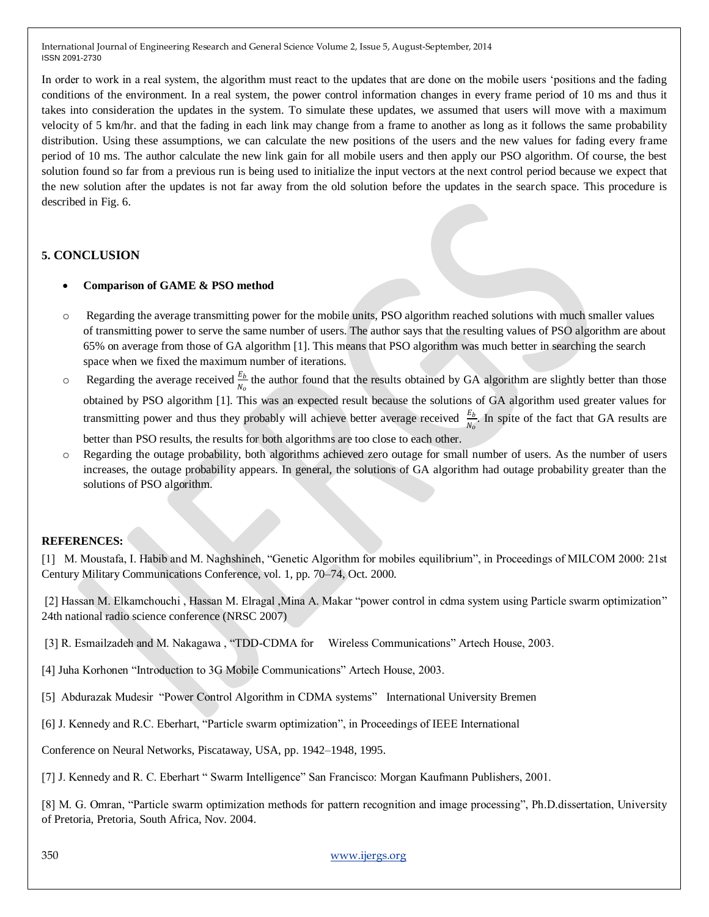In order to work in a real system, the algorithm must react to the updates that are done on the mobile users 'positions and the fading conditions of the environment. In a real system, the power control information changes in every frame period of 10 ms and thus it takes into consideration the updates in the system. To simulate these updates, we assumed that users will move with a maximum velocity of 5 km/hr. and that the fading in each link may change from a frame to another as long as it follows the same probability distribution. Using these assumptions, we can calculate the new positions of the users and the new values for fading every frame period of 10 ms. The author calculate the new link gain for all mobile users and then apply our PSO algorithm. Of course, the best solution found so far from a previous run is being used to initialize the input vectors at the next control period because we expect that the new solution after the updates is not far away from the old solution before the updates in the search space. This procedure is described in Fig. 6.

## 5. CONCLUSION

- **Comparison of GAME & PSO method**

  - Regarding the average transmitting power for the mobile units, PSO algorithm reached solutions with much smaller values of transmitting power to serve the same number of users. The author says that the resulting values of PSO algorithm are about 65% on average from those of GA algorithm [1]. This means that PSO algorithm was much better in searching the search space when we fixed the maximum number of iterations.
  - Regarding the average received $\frac{E_b}{N_o}$ the author found that the results obtained by GA algorithm are slightly better than those obtained by PSO algorithm [1]. This was an expected result because the solutions of GA algorithm used greater values for transmitting power and thus they probably will achieve better average received $\frac{E_b}{N_o}$. In spite of the fact that GA results are better than PSO results, the results for both algorithms are too close to each other.
  - Regarding the outage probability, both algorithms achieved zero outage for small number of users. As the number of users increases, the outage probability appears. In general, the solutions of GA algorithm had outage probability greater than the solutions of PSO algorithm.

**REFERENCES:**

[1] M. Moustafa, I. Habib and M. Naghshineh, "Genetic Algorithm for mobiles equilibrium", in Proceedings of MILCOM 2000: 21st Century Military Communications Conference, vol. 1, pp. 70–74, Oct. 2000.

[2] Hassan M. Elkamchouchi , Hassan M. Elragal ,Mina A. Makar "power control in cdma system using Particle swarm optimization" 24th national radio science conference (NRSC 2007)

[3] R. Esmailzadeh and M. Nakagawa , "TDD-CDMA for Wireless Communications" Artech House, 2003.

[4] Juha Korhonen "Introduction to 3G Mobile Communications" Artech House, 2003.

[5] Abdurazak Mudesir "Power Control Algorithm in CDMA systems" International University Bremen

[6] J. Kennedy and R.C. Eberhart, "Particle swarm optimization", in Proceedings of IEEE International

Conference on Neural Networks, Piscataway, USA, pp. 1942–1948, 1995.

[7] J. Kennedy and R. C. Eberhart " Swarm Intelligence" San Francisco: Morgan Kaufmann Publishers, 2001.

[8] M. G. Omran, "Particle swarm optimization methods for pattern recognition and image processing", Ph.D.dissertation, University of Pretoria, Pretoria, South Africa, Nov. 2004.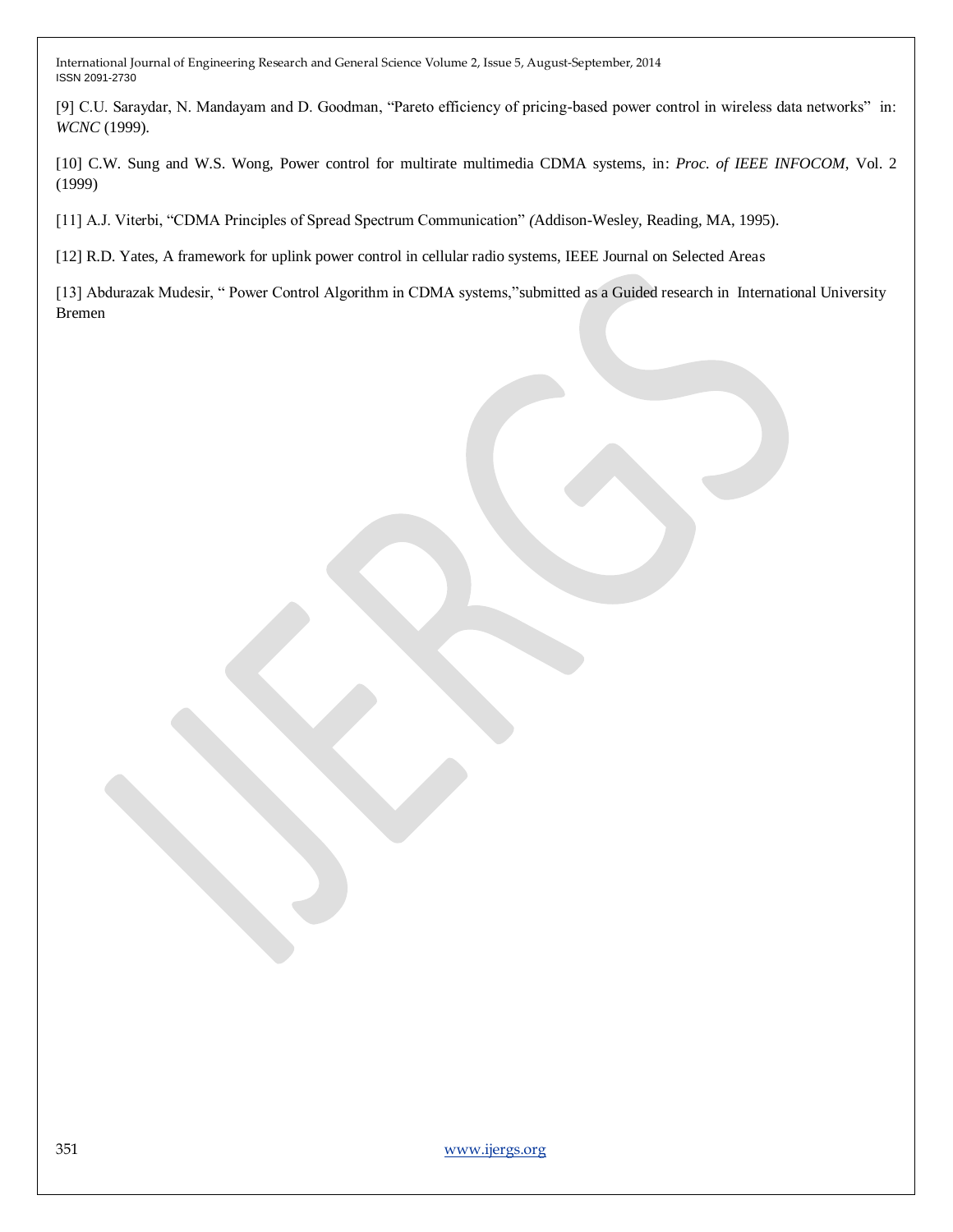[9] C.U. Saraydar, N. Mandayam and D. Goodman, “Pareto efficiency of pricing-based power control in wireless data networks” in: *WCNC* (1999).

[10] C.W. Sung and W.S. Wong, Power control for multirate multimedia CDMA systems, in: *Proc. of IEEE INFOCOM*, Vol. 2 (1999)

[11] A.J. Viterbi, “CDMA Principles of Spread Spectrum Communication” *(*Addison-Wesley, Reading, MA, 1995).

[12] R.D. Yates, A framework for uplink power control in cellular radio systems, IEEE Journal on Selected Areas

[13] Abdurazak Mudesir, “ Power Control Algorithm in CDMA systems,”submitted as a Guided research in International University Bremen